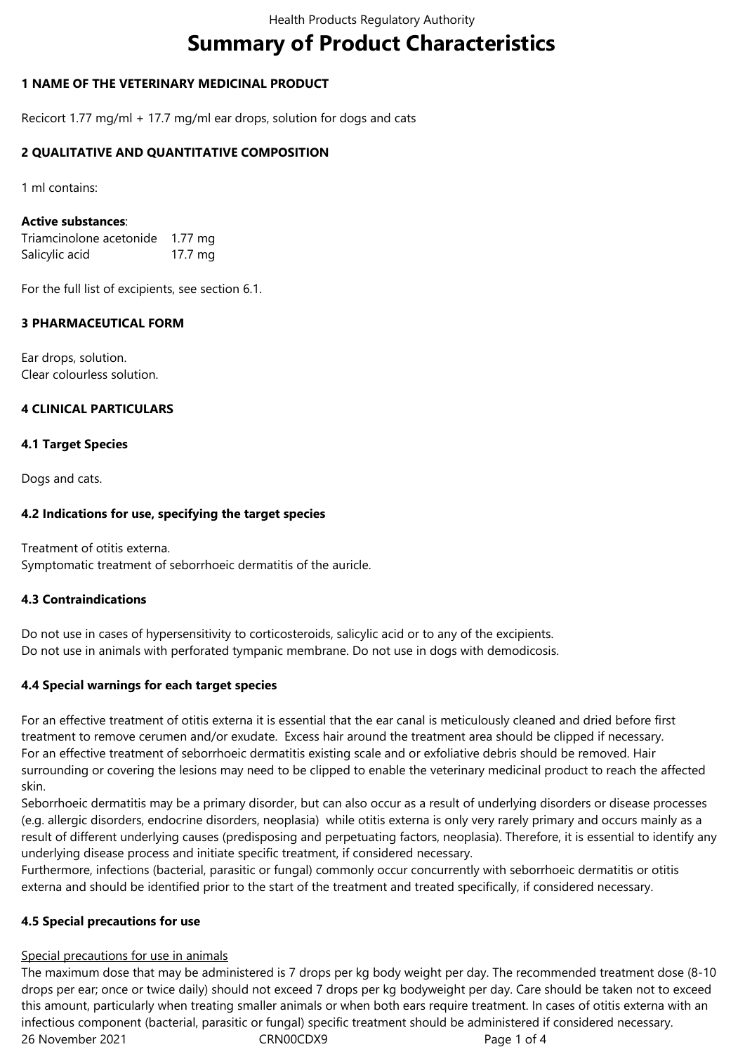# Summary of Product Characteristics

## 1 NAME OF THE VETERINARY MEDICINAL PRODUCT

Recicort 1.77 mg/ml + 17.7 mg/ml ear drops, solution for dogs and cats

## 2 QUALITATIVE AND QUANTITATIVE COMPOSITION

1 ml contains:

**Active substances**:

| | |
|---|---|
| Triamcinolone acetonide | 1.77 mg |
| Salicylic acid | 17.7 mg |

For the full list of excipients, see section 6.1.

## 3 PHARMACEUTICAL FORM

Ear drops, solution.
Clear colourless solution.

## 4 CLINICAL PARTICULARS

### 4.1 Target Species

Dogs and cats.

### 4.2 Indications for use, specifying the target species

Treatment of otitis externa.
Symptomatic treatment of seborrhoeic dermatitis of the auricle.

### 4.3 Contraindications

Do not use in cases of hypersensitivity to corticosteroids, salicylic acid or to any of the excipients.
Do not use in animals with perforated tympanic membrane. Do not use in dogs with demodicosis.

### 4.4 Special warnings for each target species

For an effective treatment of otitis externa it is essential that the ear canal is meticulously cleaned and dried before first treatment to remove cerumen and/or exudate. Excess hair around the treatment area should be clipped if necessary.
For an effective treatment of seborrhoeic dermatitis existing scale and or exfoliative debris should be removed. Hair surrounding or covering the lesions may need to be clipped to enable the veterinary medicinal product to reach the affected skin.
Seborrhoeic dermatitis may be a primary disorder, but can also occur as a result of underlying disorders or disease processes (e.g. allergic disorders, endocrine disorders, neoplasia) while otitis externa is only very rarely primary and occurs mainly as a result of different underlying causes (predisposing and perpetuating factors, neoplasia). Therefore, it is essential to identify any underlying disease process and initiate specific treatment, if considered necessary.
Furthermore, infections (bacterial, parasitic or fungal) commonly occur concurrently with seborrhoeic dermatitis or otitis externa and should be identified prior to the start of the treatment and treated specifically, if considered necessary.

### 4.5 Special precautions for use

Special precautions for use in animals

The maximum dose that may be administered is 7 drops per kg body weight per day. The recommended treatment dose (8-10 drops per ear; once or twice daily) should not exceed 7 drops per kg bodyweight per day. Care should be taken not to exceed this amount, particularly when treating smaller animals or when both ears require treatment. In cases of otitis externa with an infectious component (bacterial, parasitic or fungal) specific treatment should be administered if considered necessary.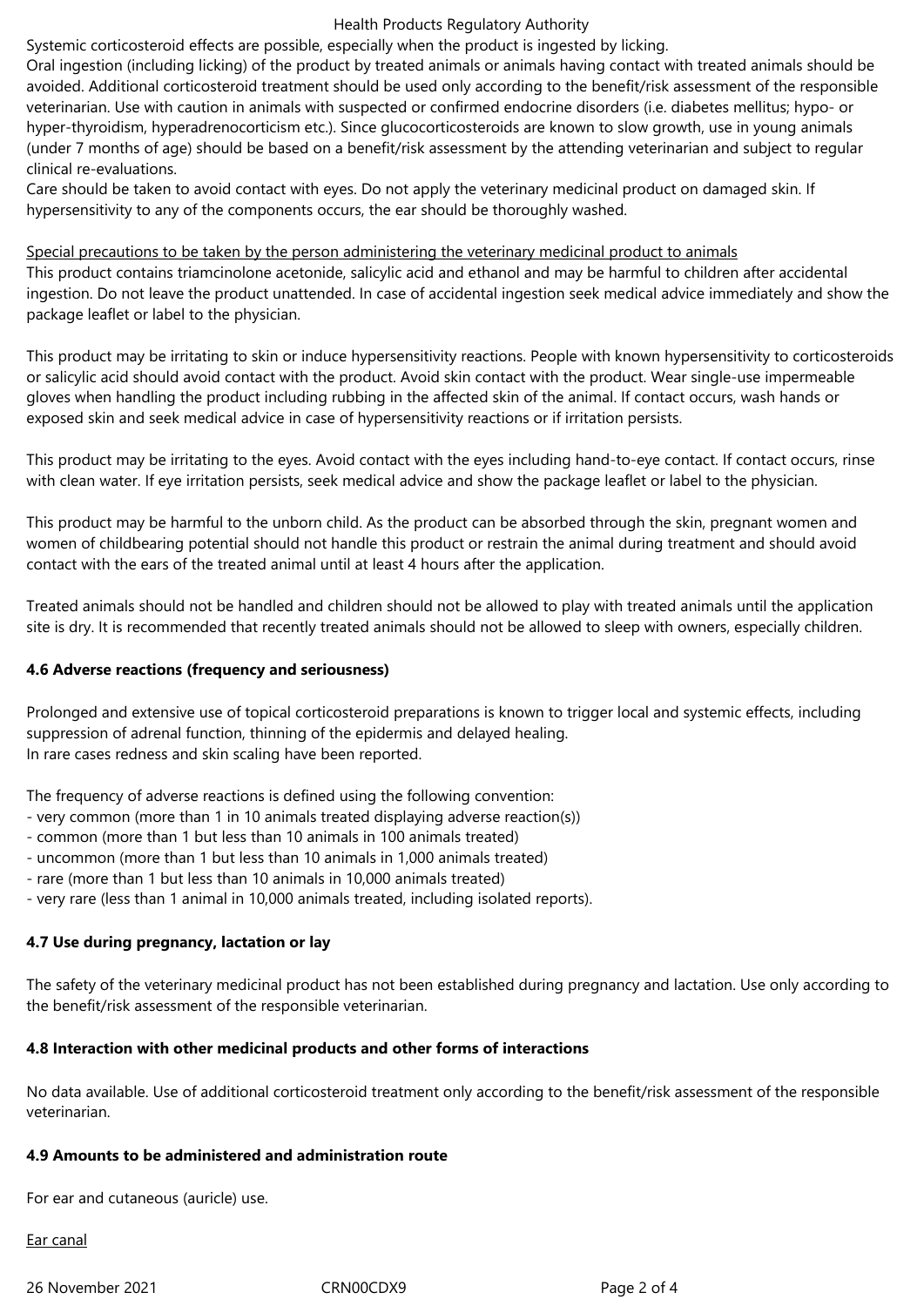Systemic corticosteroid effects are possible, especially when the product is ingested by licking.
Oral ingestion (including licking) of the product by treated animals or animals having contact with treated animals should be avoided. Additional corticosteroid treatment should be used only according to the benefit/risk assessment of the responsible veterinarian. Use with caution in animals with suspected or confirmed endocrine disorders (i.e. diabetes mellitus; hypo- or hyper-thyroidism, hyperadrenocorticism etc.). Since glucocorticosteroids are known to slow growth, use in young animals (under 7 months of age) should be based on a benefit/risk assessment by the attending veterinarian and subject to regular clinical re-evaluations.
Care should be taken to avoid contact with eyes. Do not apply the veterinary medicinal product on damaged skin. If hypersensitivity to any of the components occurs, the ear should be thoroughly washed.

Special precautions to be taken by the person administering the veterinary medicinal product to animals
This product contains triamcinolone acetonide, salicylic acid and ethanol and may be harmful to children after accidental ingestion. Do not leave the product unattended. In case of accidental ingestion seek medical advice immediately and show the package leaflet or label to the physician.

This product may be irritating to skin or induce hypersensitivity reactions. People with known hypersensitivity to corticosteroids or salicylic acid should avoid contact with the product. Avoid skin contact with the product. Wear single-use impermeable gloves when handling the product including rubbing in the affected skin of the animal. If contact occurs, wash hands or exposed skin and seek medical advice in case of hypersensitivity reactions or if irritation persists.

This product may be irritating to the eyes. Avoid contact with the eyes including hand-to-eye contact. If contact occurs, rinse with clean water. If eye irritation persists, seek medical advice and show the package leaflet or label to the physician.

This product may be harmful to the unborn child. As the product can be absorbed through the skin, pregnant women and women of childbearing potential should not handle this product or restrain the animal during treatment and should avoid contact with the ears of the treated animal until at least 4 hours after the application.

Treated animals should not be handled and children should not be allowed to play with treated animals until the application site is dry. It is recommended that recently treated animals should not be allowed to sleep with owners, especially children.

**4.6 Adverse reactions (frequency and seriousness)**

Prolonged and extensive use of topical corticosteroid preparations is known to trigger local and systemic effects, including suppression of adrenal function, thinning of the epidermis and delayed healing.
In rare cases redness and skin scaling have been reported.

The frequency of adverse reactions is defined using the following convention:
- very common (more than 1 in 10 animals treated displaying adverse reaction(s))
- common (more than 1 but less than 10 animals in 100 animals treated)
- uncommon (more than 1 but less than 10 animals in 1,000 animals treated)
- rare (more than 1 but less than 10 animals in 10,000 animals treated)
- very rare (less than 1 animal in 10,000 animals treated, including isolated reports).

**4.7 Use during pregnancy, lactation or lay**

The safety of the veterinary medicinal product has not been established during pregnancy and lactation. Use only according to the benefit/risk assessment of the responsible veterinarian.

**4.8 Interaction with other medicinal products and other forms of interactions**

No data available. Use of additional corticosteroid treatment only according to the benefit/risk assessment of the responsible veterinarian.

**4.9 Amounts to be administered and administration route**

For ear and cutaneous (auricle) use.

Ear canal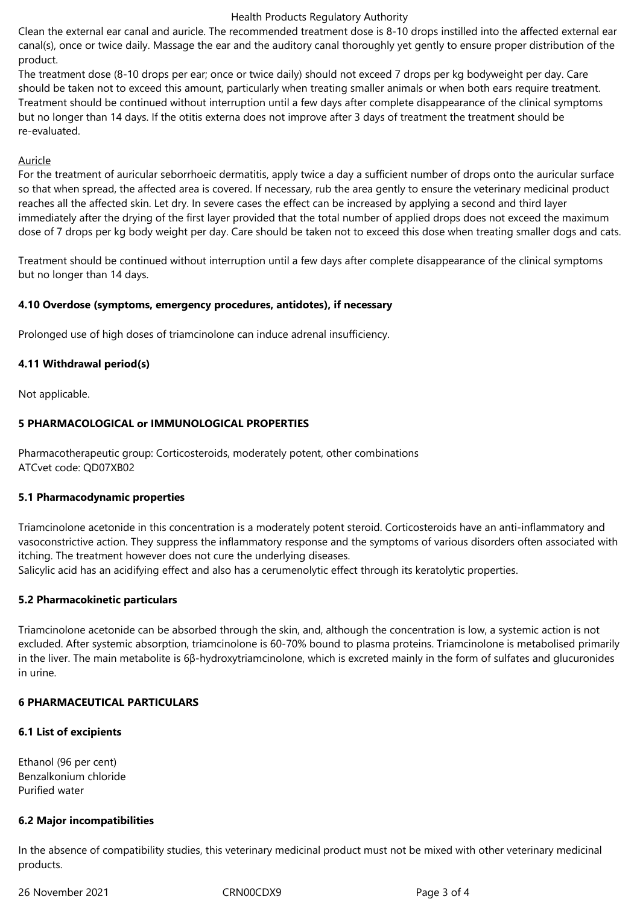Clean the external ear canal and auricle. The recommended treatment dose is 8-10 drops instilled into the affected external ear canal(s), once or twice daily. Massage the ear and the auditory canal thoroughly yet gently to ensure proper distribution of the product.
The treatment dose (8-10 drops per ear; once or twice daily) should not exceed 7 drops per kg bodyweight per day. Care should be taken not to exceed this amount, particularly when treating smaller animals or when both ears require treatment.
Treatment should be continued without interruption until a few days after complete disappearance of the clinical symptoms but no longer than 14 days. If the otitis externa does not improve after 3 days of treatment the treatment should be re-evaluated.

Auricle

For the treatment of auricular seborrhoeic dermatitis, apply twice a day a sufficient number of drops onto the auricular surface so that when spread, the affected area is covered. If necessary, rub the area gently to ensure the veterinary medicinal product reaches all the affected skin. Let dry. In severe cases the effect can be increased by applying a second and third layer immediately after the drying of the first layer provided that the total number of applied drops does not exceed the maximum dose of 7 drops per kg body weight per day. Care should be taken not to exceed this dose when treating smaller dogs and cats.

Treatment should be continued without interruption until a few days after complete disappearance of the clinical symptoms but no longer than 14 days.

### 4.10 Overdose (symptoms, emergency procedures, antidotes), if necessary

Prolonged use of high doses of triamcinolone can induce adrenal insufficiency.

### 4.11 Withdrawal period(s)

Not applicable.

## 5 PHARMACOLOGICAL or IMMUNOLOGICAL PROPERTIES

Pharmacotherapeutic group: Corticosteroids, moderately potent, other combinations
ATCvet code: QD07XB02

### 5.1 Pharmacodynamic properties

Triamcinolone acetonide in this concentration is a moderately potent steroid. Corticosteroids have an anti-inflammatory and vasoconstrictive action. They suppress the inflammatory response and the symptoms of various disorders often associated with itching. The treatment however does not cure the underlying diseases.
Salicylic acid has an acidifying effect and also has a cerumenolytic effect through its keratolytic properties.

### 5.2 Pharmacokinetic particulars

Triamcinolone acetonide can be absorbed through the skin, and, although the concentration is low, a systemic action is not excluded. After systemic absorption, triamcinolone is 60-70% bound to plasma proteins. Triamcinolone is metabolised primarily in the liver. The main metabolite is 6β-hydroxytriamcinolone, which is excreted mainly in the form of sulfates and glucuronides in urine.

## 6 PHARMACEUTICAL PARTICULARS

### 6.1 List of excipients

Ethanol (96 per cent)
Benzalkonium chloride
Purified water

### 6.2 Major incompatibilities

In the absence of compatibility studies, this veterinary medicinal product must not be mixed with other veterinary medicinal products.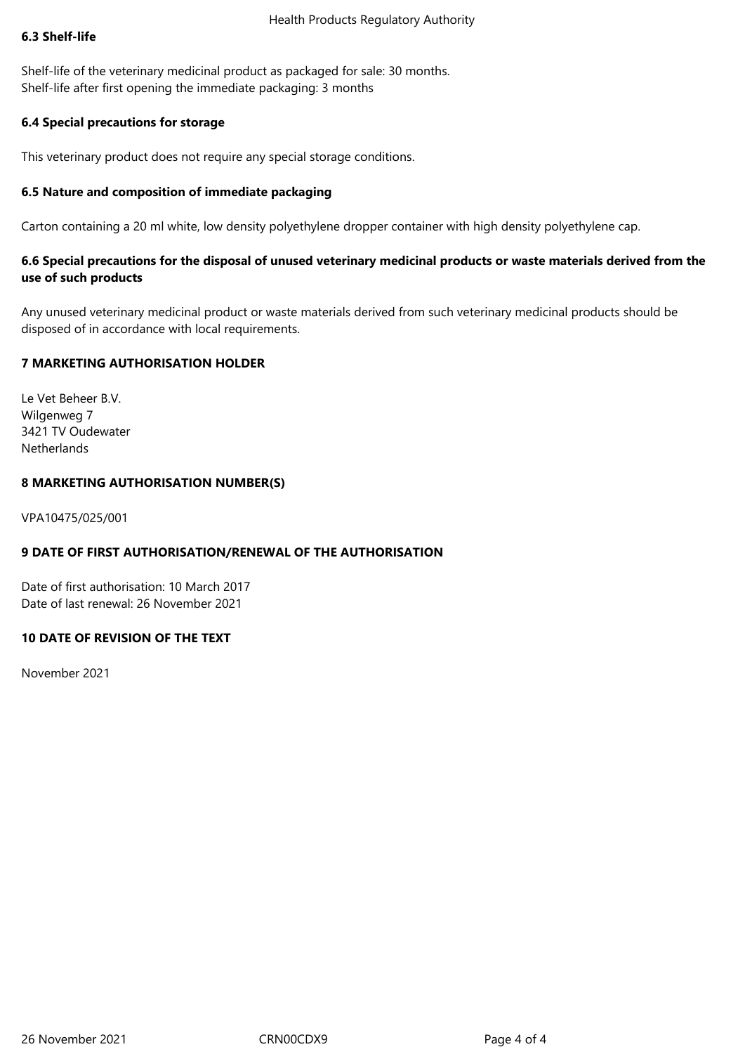### 6.3 Shelf-life

Shelf-life of the veterinary medicinal product as packaged for sale: 30 months.
Shelf-life after first opening the immediate packaging: 3 months

### 6.4 Special precautions for storage

This veterinary product does not require any special storage conditions.

### 6.5 Nature and composition of immediate packaging

Carton containing a 20 ml white, low density polyethylene dropper container with high density polyethylene cap.

### 6.6 Special precautions for the disposal of unused veterinary medicinal products or waste materials derived from the use of such products

Any unused veterinary medicinal product or waste materials derived from such veterinary medicinal products should be disposed of in accordance with local requirements.

## 7 MARKETING AUTHORISATION HOLDER

Le Vet Beheer B.V.
Wilgenweg 7
3421 TV Oudewater
Netherlands

## 8 MARKETING AUTHORISATION NUMBER(S)

VPA10475/025/001

## 9 DATE OF FIRST AUTHORISATION/RENEWAL OF THE AUTHORISATION

Date of first authorisation: 10 March 2017
Date of last renewal: 26 November 2021

## 10 DATE OF REVISION OF THE TEXT

November 2021